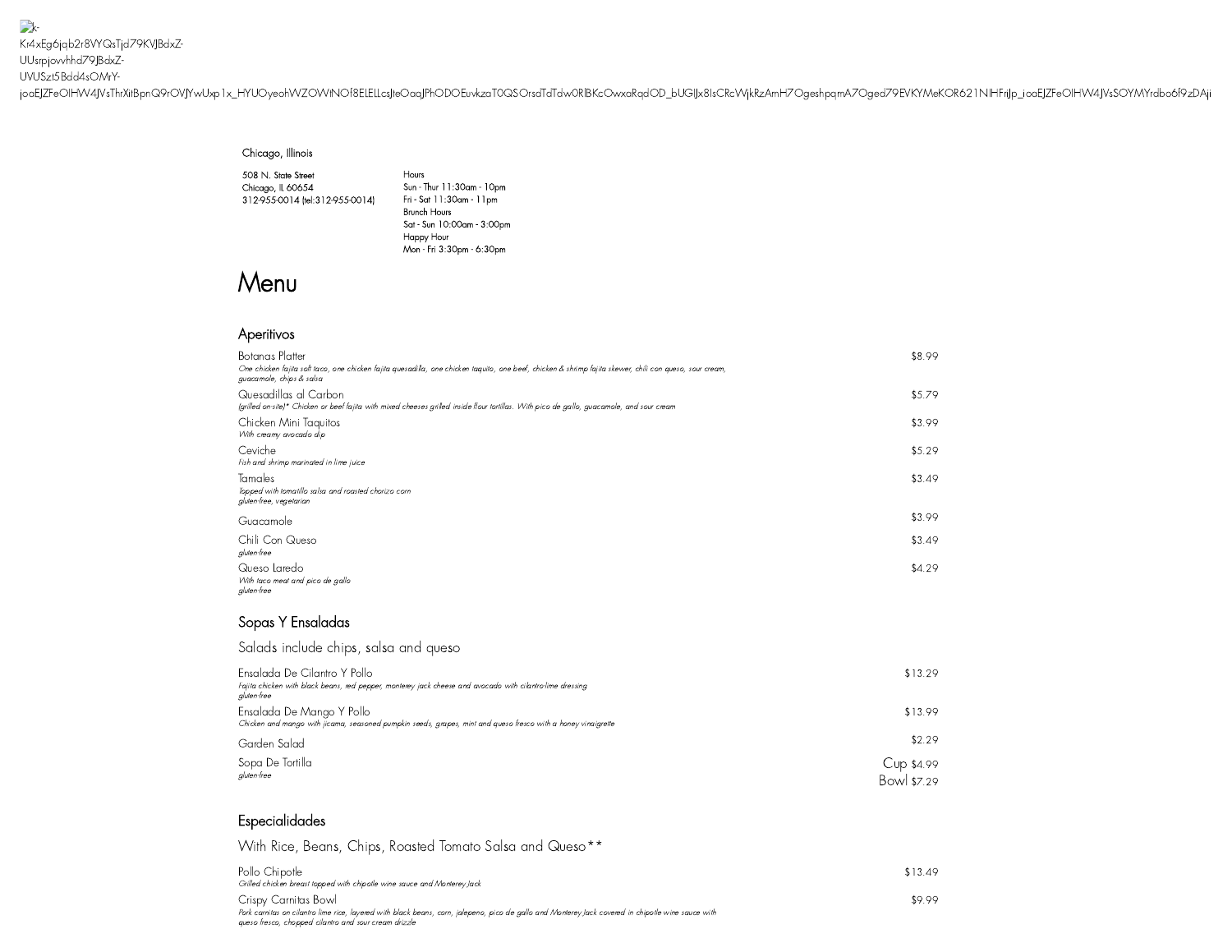k-Kr4xEg6jqb2r8VYQsTjd79KVJBdxZ-UUsrpjowhhd79JBdxZ-UVUSzt5Bdd4sOMrY-joaEJZFeOIHW4JVsThrXitBpnQ9rOVJYwUxp1x_HYUOyeohWZOWtNOf8ELELLcsJteOaqJPhODOEuvkzaT0QSOrsdTdTdw0RlBKcOwxaRqdOD_bUGIJx8IsCRcWjkRzAmH7OgeshpqmA7Oged79EVKYMeKOR621NIHFriJp_joaEJZFeOIHW4JVsSOYMYrdbo6f9zDAji

Chicago, Illinois

508 N. State Street
Chicago, IL 60654
312-955-0014 (tel:312-955-0014)

Hours
Sun - Thur 11:30am - 10pm
Fri - Sat 11:30am - 11pm
Brunch Hours
Sat - Sun 10:00am - 3:00pm
Happy Hour
Mon - Fri 3:30pm - 6:30pm

# Menu

## Aperitivos

Botanas Platter — $8.99
*One chicken fajita soft taco, one chicken fajita quesadilla, one chicken taquito, one beef, chicken & shrimp fajita skewer, chili con queso, sour cream, guacamole, chips & salsa*

Quesadillas al Carbon — $5.79
*(grilled on-site)* Chicken or beef fajita with mixed cheeses grilled inside flour tortillas. With pico de gallo, guacamole, and sour cream*

Chicken Mini Taquitos — $3.99
*With creamy avocado dip*

Ceviche — $5.29
*Fish and shrimp marinated in lime juice*

Tamales — $3.49
*Topped with tomatillo salsa and roasted chorizo corn*
*gluten-free, vegetarian*

Guacamole — $3.99

Chili Con Queso — $3.49
*gluten-free*

Queso Laredo — $4.29
*With taco meat and pico de gallo*
*gluten-free*

## Sopas Y Ensaladas

Salads include chips, salsa and queso

Ensalada De Cilantro Y Pollo — $13.29
*Fajita chicken with black beans, red pepper, monterey jack cheese and avocado with cilantro-lime dressing*
*gluten-free*

Ensalada De Mango Y Pollo — $13.99
*Chicken and mango with jicama, seasoned pumpkin seeds, grapes, mint and queso fresco with a honey vinaigrette*

Garden Salad — $2.29

Sopa De Tortilla — Cup $4.99 / Bowl $7.29
*gluten-free*

## Especialidades

With Rice, Beans, Chips, Roasted Tomato Salsa and Queso**

Pollo Chipotle — $13.49
*Grilled chicken breast topped with chipotle wine sauce and Monterey Jack*

Crispy Carnitas Bowl — $9.99
*Pork carnitas on cilantro lime rice, layered with black beans, corn, jalepeno, pico de gallo and Monterey Jack covered in chipotle wine sauce with queso fresco, chopped cilantro and sour cream drizzle*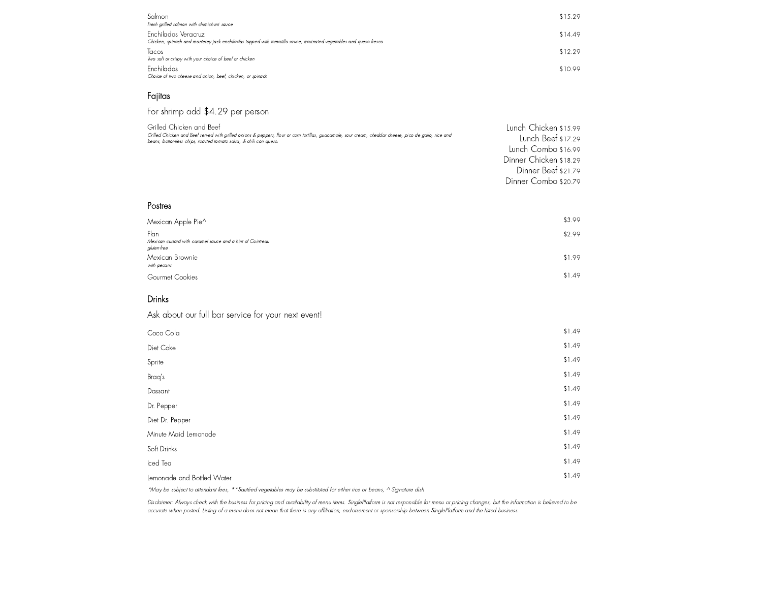Salmon — $15.29
*Fresh grilled salmon with chimichurri sauce*

Enchiladas Veracruz — $14.49
*Chicken, spinach and monterey jack enchiladas topped with tomatillo sauce, marinated vegetables and queso fresco*

Tacos — $12.29
*Two soft or crispy with your choice of beef or chicken*

Enchiladas — $10.99
*Choice of two cheese and onion, beef, chicken, or spinach*

## Fajitas

For shrimp add $4.29 per person

Grilled Chicken and Beef
*Grilled Chicken and Beef served with grilled onions & peppers, flour or corn tortillas, guacamole, sour cream, cheddar cheese, pico de gallo, rice and beans, bottomless chips, roasted tomato salsa, & chili con queso.*

- Lunch Chicken $15.99
- Lunch Beef $17.29
- Lunch Combo $16.99
- Dinner Chicken $18.29
- Dinner Beef $21.79
- Dinner Combo $20.79

## Postres

Mexican Apple Pie^ — $3.99

Flan — $2.99
*Mexican custard with caramel sauce and a hint of Cointreau*
*gluten-free*

Mexican Brownie — $1.99
*with pecans*

Gourmet Cookies — $1.49

## Drinks

Ask about our full bar service for your next event!

| Item | Price |
|---|---|
| Coco Cola | $1.49 |
| Diet Coke | $1.49 |
| Sprite | $1.49 |
| Braq's | $1.49 |
| Dassant | $1.49 |
| Dr. Pepper | $1.49 |
| Diet Dr. Pepper | $1.49 |
| Minute Maid Lemonade | $1.49 |
| Soft Drinks | $1.49 |
| Iced Tea | $1.49 |
| Lemonade and Bottled Water | $1.49 |

*\*May be subject to attendant fees, \*\*Sautéed vegetables may be substituted for either rice or beans, ^ Signature dish*

*Disclaimer: Always check with the business for pricing and availability of menu items. SinglePlatform is not responsible for menu or pricing changes, but the information is believed to be accurate when posted. Listing of a menu does not mean that there is any affiliation, endorsement or sponsorship between SinglePlatform and the listed business.*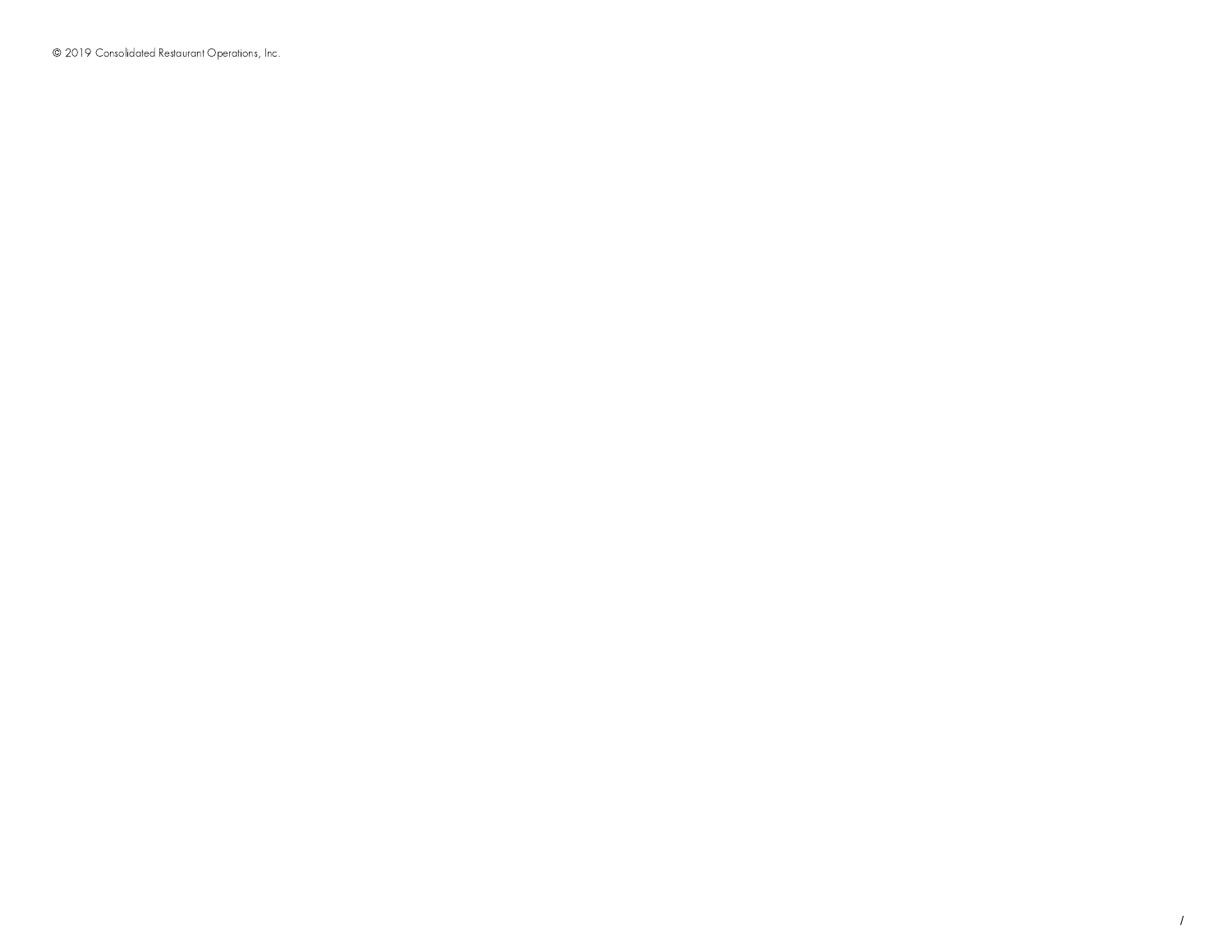© 2019 Consolidated Restaurant Operations, Inc.